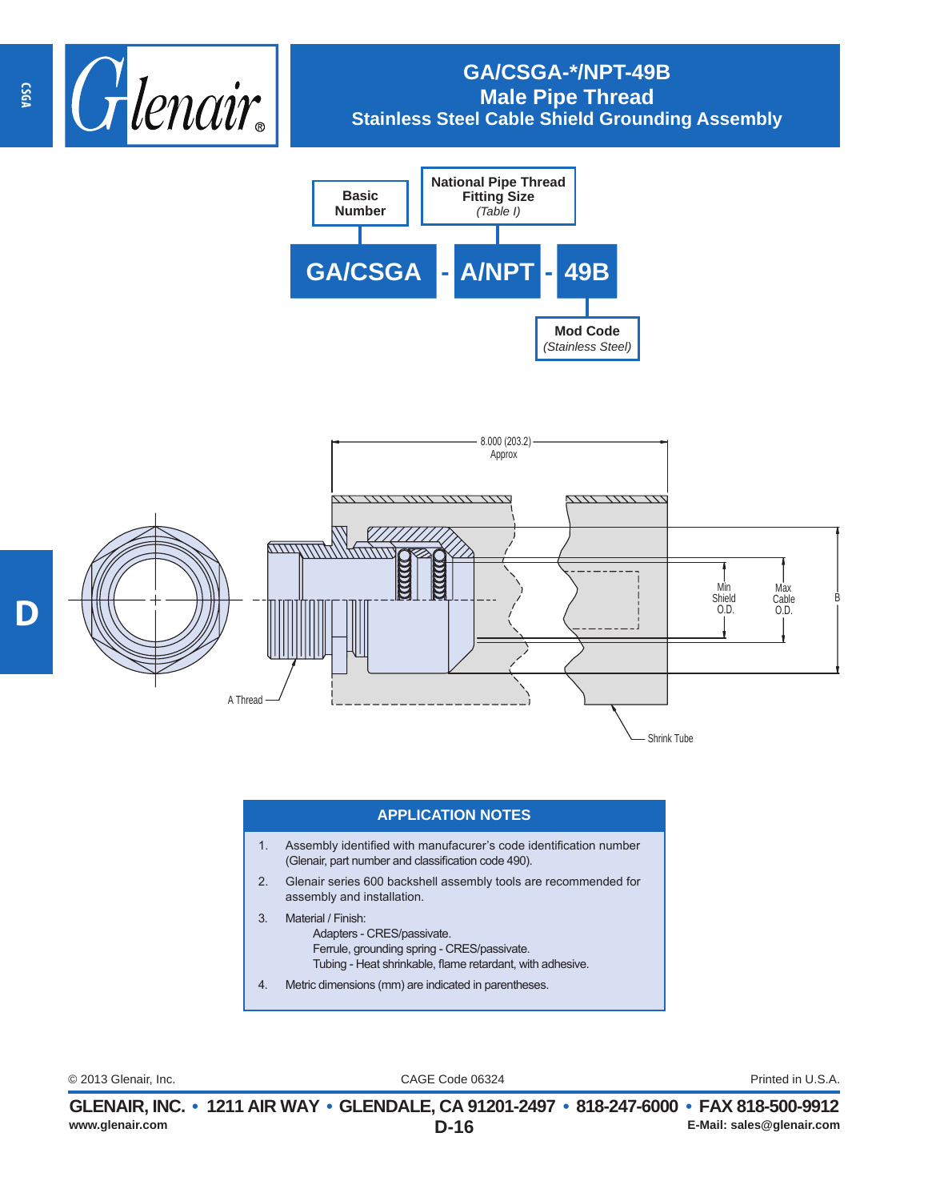# GA/CSGA-*/NPT-49B
## Male Pipe Thread
## Stainless Steel Cable Shield Grounding Assembly

Basic Number

National Pipe Thread Fitting Size *(Table I)*

**GA/CSGA - A/NPT - 49B**

Mod Code *(Stainless Steel)*

8.000 (203.2) Approx

Min Shield O.D.

Max Cable O.D.

B

A Thread

Shrink Tube

## APPLICATION NOTES

1. Assembly identified with manufacurer's code identification number (Glenair, part number and classification code 490).
2. Glenair series 600 backshell assembly tools are recommended for assembly and installation.
3. Material / Finish:
   - Adapters - CRES/passivate.
   - Ferrule, grounding spring - CRES/passivate.
   - Tubing - Heat shrinkable, flame retardant, with adhesive.
4. Metric dimensions (mm) are indicated in parentheses.

© 2013 Glenair, Inc. CAGE Code 06324 Printed in U.S.A.

**GLENAIR, INC. • 1211 AIR WAY • GLENDALE, CA 91201-2497 • 818-247-6000 • FAX 818-500-9912**

www.glenair.com E-Mail: sales@glenair.com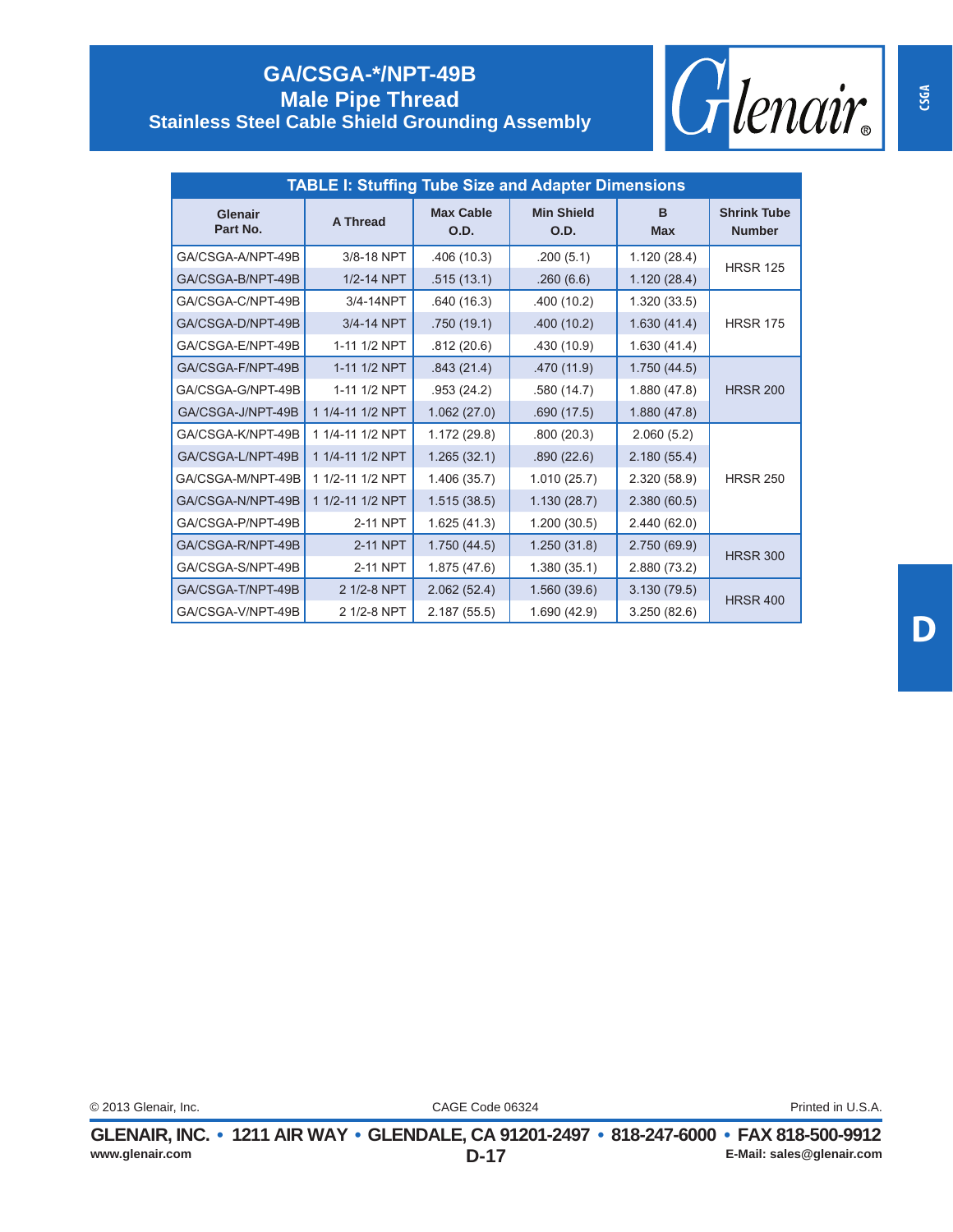# GA/CSGA-*/NPT-49B
## Male Pipe Thread
### Stainless Steel Cable Shield Grounding Assembly

**TABLE I: Stuffing Tube Size and Adapter Dimensions**

| Glenair Part No. | A Thread | Max Cable O.D. | Min Shield O.D. | B Max | Shrink Tube Number |
|---|---|---|---|---|---|
| GA/CSGA-A/NPT-49B | 3/8-18 NPT | .406 (10.3) | .200 (5.1) | 1.120 (28.4) | HRSR 125 |
| GA/CSGA-B/NPT-49B | 1/2-14 NPT | .515 (13.1) | .260 (6.6) | 1.120 (28.4) | |
| GA/CSGA-C/NPT-49B | 3/4-14NPT | .640 (16.3) | .400 (10.2) | 1.320 (33.5) | HRSR 175 |
| GA/CSGA-D/NPT-49B | 3/4-14 NPT | .750 (19.1) | .400 (10.2) | 1.630 (41.4) | |
| GA/CSGA-E/NPT-49B | 1-11 1/2 NPT | .812 (20.6) | .430 (10.9) | 1.630 (41.4) | |
| GA/CSGA-F/NPT-49B | 1-11 1/2 NPT | .843 (21.4) | .470 (11.9) | 1.750 (44.5) | HRSR 200 |
| GA/CSGA-G/NPT-49B | 1-11 1/2 NPT | .953 (24.2) | .580 (14.7) | 1.880 (47.8) | |
| GA/CSGA-J/NPT-49B | 1 1/4-11 1/2 NPT | 1.062 (27.0) | .690 (17.5) | 1.880 (47.8) | |
| GA/CSGA-K/NPT-49B | 1 1/4-11 1/2 NPT | 1.172 (29.8) | .800 (20.3) | 2.060 (5.2) | HRSR 250 |
| GA/CSGA-L/NPT-49B | 1 1/4-11 1/2 NPT | 1.265 (32.1) | .890 (22.6) | 2.180 (55.4) | |
| GA/CSGA-M/NPT-49B | 1 1/2-11 1/2 NPT | 1.406 (35.7) | 1.010 (25.7) | 2.320 (58.9) | |
| GA/CSGA-N/NPT-49B | 1 1/2-11 1/2 NPT | 1.515 (38.5) | 1.130 (28.7) | 2.380 (60.5) | |
| GA/CSGA-P/NPT-49B | 2-11 NPT | 1.625 (41.3) | 1.200 (30.5) | 2.440 (62.0) | |
| GA/CSGA-R/NPT-49B | 2-11 NPT | 1.750 (44.5) | 1.250 (31.8) | 2.750 (69.9) | HRSR 300 |
| GA/CSGA-S/NPT-49B | 2-11 NPT | 1.875 (47.6) | 1.380 (35.1) | 2.880 (73.2) | |
| GA/CSGA-T/NPT-49B | 2 1/2-8 NPT | 2.062 (52.4) | 1.560 (39.6) | 3.130 (79.5) | HRSR 400 |
| GA/CSGA-V/NPT-49B | 2 1/2-8 NPT | 2.187 (55.5) | 1.690 (42.9) | 3.250 (82.6) | |